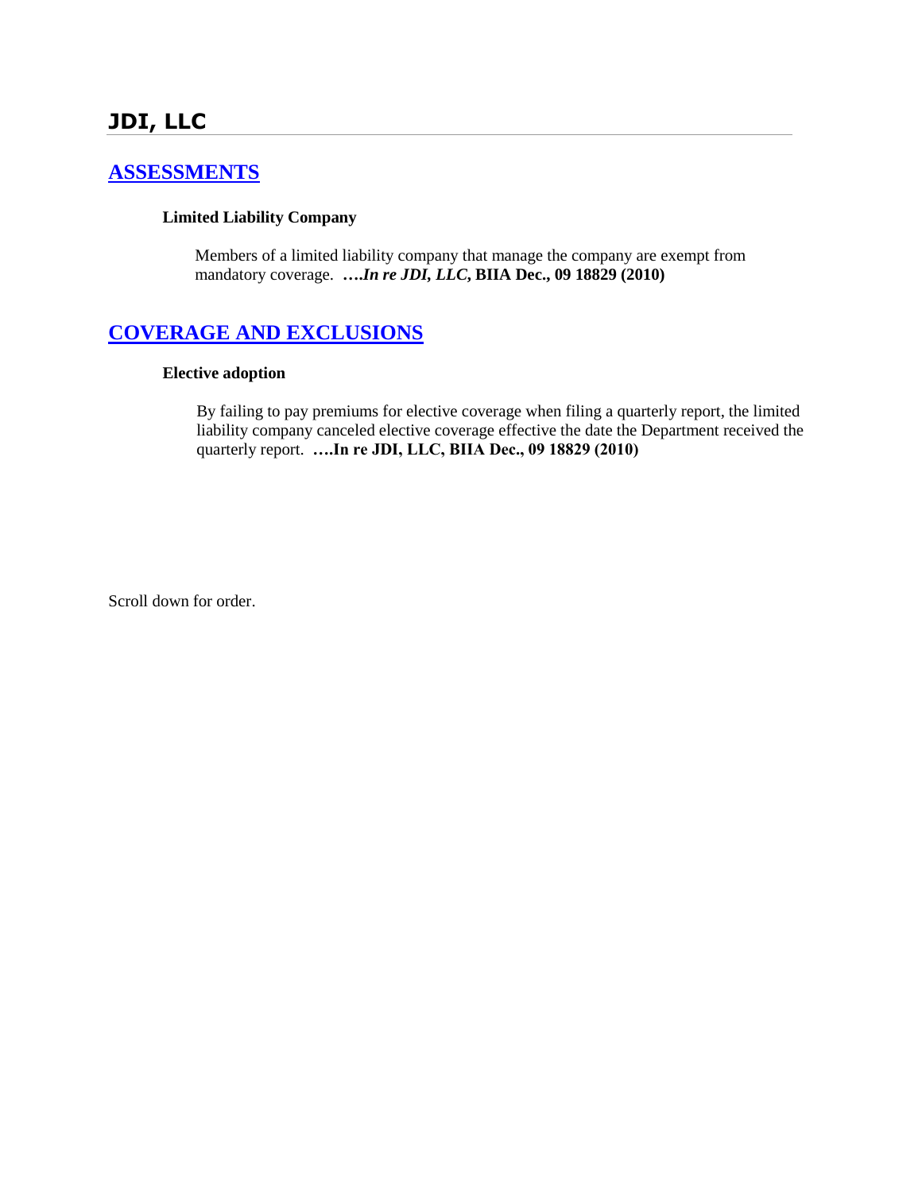# JDI, LLC

## ASSESSMENTS

### Limited Liability Company

Members of a limited liability company that manage the company are exempt from mandatory coverage. ***….In re JDI, LLC*, BIIA Dec., 09 18829 (2010)**

## COVERAGE AND EXCLUSIONS

### Elective adoption

By failing to pay premiums for elective coverage when filing a quarterly report, the limited liability company canceled elective coverage effective the date the Department received the quarterly report. **….In re JDI, LLC, BIIA Dec., 09 18829 (2010)**

Scroll down for order.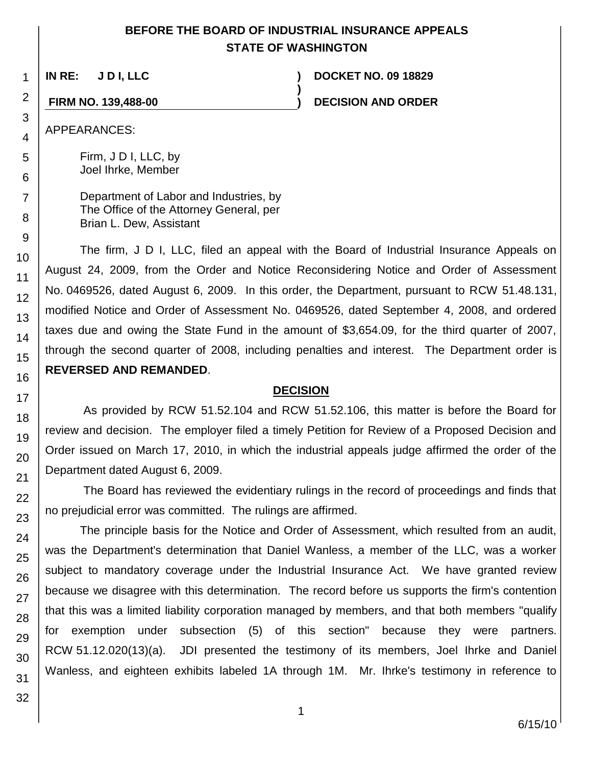# BEFORE THE BOARD OF INDUSTRIAL INSURANCE APPEALS
# STATE OF WASHINGTON

| IN RE: J D I, LLC | ) | DOCKET NO. 09 18829 |
|---|---|---|
| | ) | |
| FIRM NO. 139,488-00 | ) | DECISION AND ORDER |

APPEARANCES:

Firm, J D I, LLC, by
Joel Ihrke, Member

Department of Labor and Industries, by
The Office of the Attorney General, per
Brian L. Dew, Assistant

The firm, J D I, LLC, filed an appeal with the Board of Industrial Insurance Appeals on August 24, 2009, from the Order and Notice Reconsidering Notice and Order of Assessment No. 0469526, dated August 6, 2009. In this order, the Department, pursuant to RCW 51.48.131, modified Notice and Order of Assessment No. 0469526, dated September 4, 2008, and ordered taxes due and owing the State Fund in the amount of $3,654.09, for the third quarter of 2007, through the second quarter of 2008, including penalties and interest. The Department order is **REVERSED AND REMANDED**.

## DECISION

As provided by RCW 51.52.104 and RCW 51.52.106, this matter is before the Board for review and decision. The employer filed a timely Petition for Review of a Proposed Decision and Order issued on March 17, 2010, in which the industrial appeals judge affirmed the order of the Department dated August 6, 2009.

The Board has reviewed the evidentiary rulings in the record of proceedings and finds that no prejudicial error was committed. The rulings are affirmed.

The principle basis for the Notice and Order of Assessment, which resulted from an audit, was the Department's determination that Daniel Wanless, a member of the LLC, was a worker subject to mandatory coverage under the Industrial Insurance Act. We have granted review because we disagree with this determination. The record before us supports the firm's contention that this was a limited liability corporation managed by members, and that both members "qualify for exemption under subsection (5) of this section" because they were partners. RCW 51.12.020(13)(a). JDI presented the testimony of its members, Joel Ihrke and Daniel Wanless, and eighteen exhibits labeled 1A through 1M. Mr. Ihrke's testimony in reference to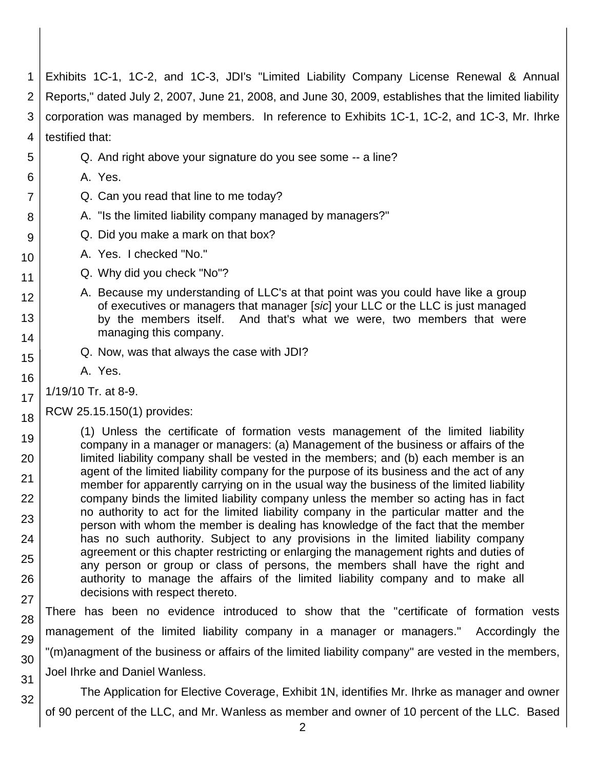Exhibits 1C-1, 1C-2, and 1C-3, JDI's "Limited Liability Company License Renewal & Annual Reports," dated July 2, 2007, June 21, 2008, and June 30, 2009, establishes that the limited liability corporation was managed by members. In reference to Exhibits 1C-1, 1C-2, and 1C-3, Mr. Ihrke testified that:

> Q. And right above your signature do you see some -- a line?
>
> A. Yes.
>
> Q. Can you read that line to me today?
>
> A. "Is the limited liability company managed by managers?"
>
> Q. Did you make a mark on that box?
>
> A. Yes. I checked "No."
>
> Q. Why did you check "No"?
>
> A. Because my understanding of LLC's at that point was you could have like a group of executives or managers that manager [*sic*] your LLC or the LLC is just managed by the members itself. And that's what we were, two members that were managing this company.
>
> Q. Now, was that always the case with JDI?
>
> A. Yes.

1/19/10 Tr. at 8-9.

RCW 25.15.150(1) provides:

> (1) Unless the certificate of formation vests management of the limited liability company in a manager or managers: (a) Management of the business or affairs of the limited liability company shall be vested in the members; and (b) each member is an agent of the limited liability company for the purpose of its business and the act of any member for apparently carrying on in the usual way the business of the limited liability company binds the limited liability company unless the member so acting has in fact no authority to act for the limited liability company in the particular matter and the person with whom the member is dealing has knowledge of the fact that the member has no such authority. Subject to any provisions in the limited liability company agreement or this chapter restricting or enlarging the management rights and duties of any person or group or class of persons, the members shall have the right and authority to manage the affairs of the limited liability company and to make all decisions with respect thereto.

There has been no evidence introduced to show that the "certificate of formation vests management of the limited liability company in a manager or managers." Accordingly the "(m)anagment of the business or affairs of the limited liability company" are vested in the members, Joel Ihrke and Daniel Wanless.

The Application for Elective Coverage, Exhibit 1N, identifies Mr. Ihrke as manager and owner of 90 percent of the LLC, and Mr. Wanless as member and owner of 10 percent of the LLC. Based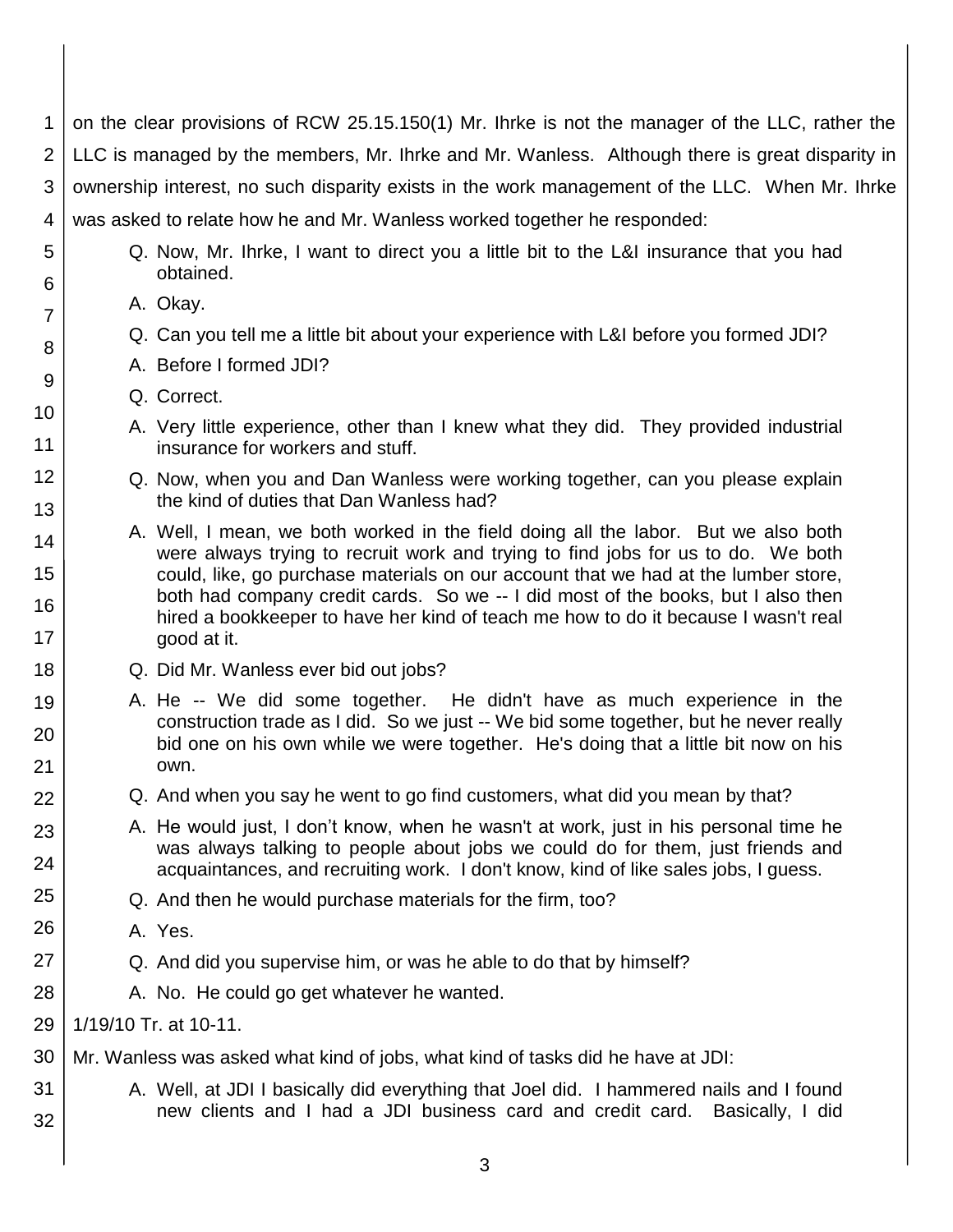on the clear provisions of RCW 25.15.150(1) Mr. Ihrke is not the manager of the LLC, rather the LLC is managed by the members, Mr. Ihrke and Mr. Wanless. Although there is great disparity in ownership interest, no such disparity exists in the work management of the LLC. When Mr. Ihrke was asked to relate how he and Mr. Wanless worked together he responded:

> Q. Now, Mr. Ihrke, I want to direct you a little bit to the L&I insurance that you had obtained.
>
> A. Okay.
>
> Q. Can you tell me a little bit about your experience with L&I before you formed JDI?
>
> A. Before I formed JDI?
>
> Q. Correct.
>
> A. Very little experience, other than I knew what they did. They provided industrial insurance for workers and stuff.
>
> Q. Now, when you and Dan Wanless were working together, can you please explain the kind of duties that Dan Wanless had?
>
> A. Well, I mean, we both worked in the field doing all the labor. But we also both were always trying to recruit work and trying to find jobs for us to do. We both could, like, go purchase materials on our account that we had at the lumber store, both had company credit cards. So we -- I did most of the books, but I also then hired a bookkeeper to have her kind of teach me how to do it because I wasn't real good at it.
>
> Q. Did Mr. Wanless ever bid out jobs?
>
> A. He -- We did some together. He didn't have as much experience in the construction trade as I did. So we just -- We bid some together, but he never really bid one on his own while we were together. He's doing that a little bit now on his own.
>
> Q. And when you say he went to go find customers, what did you mean by that?
>
> A. He would just, I don't know, when he wasn't at work, just in his personal time he was always talking to people about jobs we could do for them, just friends and acquaintances, and recruiting work. I don't know, kind of like sales jobs, I guess.
>
> Q. And then he would purchase materials for the firm, too?
>
> A. Yes.
>
> Q. And did you supervise him, or was he able to do that by himself?
>
> A. No. He could go get whatever he wanted.

1/19/10 Tr. at 10-11.

Mr. Wanless was asked what kind of jobs, what kind of tasks did he have at JDI:

> A. Well, at JDI I basically did everything that Joel did. I hammered nails and I found new clients and I had a JDI business card and credit card. Basically, I did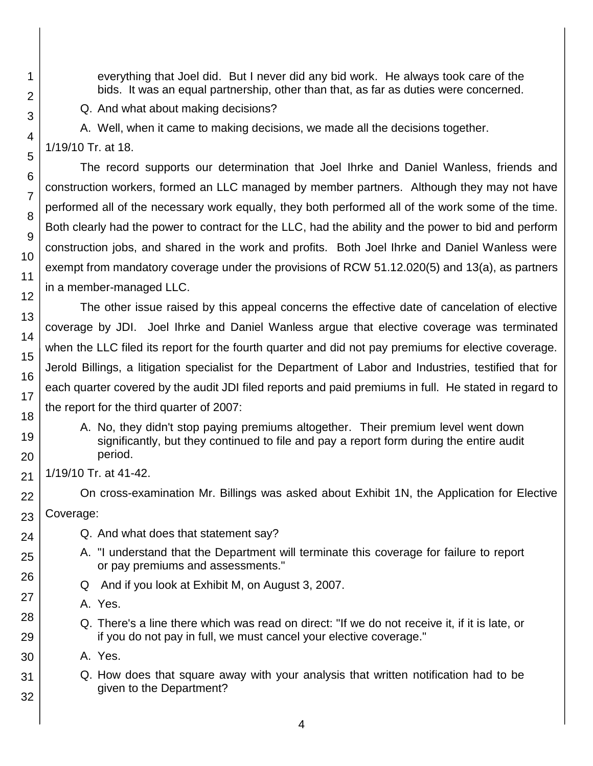everything that Joel did. But I never did any bid work. He always took care of the bids. It was an equal partnership, other than that, as far as duties were concerned.

Q. And what about making decisions?

A. Well, when it came to making decisions, we made all the decisions together.

1/19/10 Tr. at 18.

The record supports our determination that Joel Ihrke and Daniel Wanless, friends and construction workers, formed an LLC managed by member partners. Although they may not have performed all of the necessary work equally, they both performed all of the work some of the time. Both clearly had the power to contract for the LLC, had the ability and the power to bid and perform construction jobs, and shared in the work and profits. Both Joel Ihrke and Daniel Wanless were exempt from mandatory coverage under the provisions of RCW 51.12.020(5) and 13(a), as partners in a member-managed LLC.

The other issue raised by this appeal concerns the effective date of cancelation of elective coverage by JDI. Joel Ihrke and Daniel Wanless argue that elective coverage was terminated when the LLC filed its report for the fourth quarter and did not pay premiums for elective coverage. Jerold Billings, a litigation specialist for the Department of Labor and Industries, testified that for each quarter covered by the audit JDI filed reports and paid premiums in full. He stated in regard to the report for the third quarter of 2007:

A. No, they didn't stop paying premiums altogether. Their premium level went down significantly, but they continued to file and pay a report form during the entire audit period.

1/19/10 Tr. at 41-42.

On cross-examination Mr. Billings was asked about Exhibit 1N, the Application for Elective Coverage:

Q. And what does that statement say?

A. "I understand that the Department will terminate this coverage for failure to report or pay premiums and assessments."

Q And if you look at Exhibit M, on August 3, 2007.

A. Yes.

Q. There's a line there which was read on direct: "If we do not receive it, if it is late, or if you do not pay in full, we must cancel your elective coverage."

A. Yes.

Q. How does that square away with your analysis that written notification had to be given to the Department?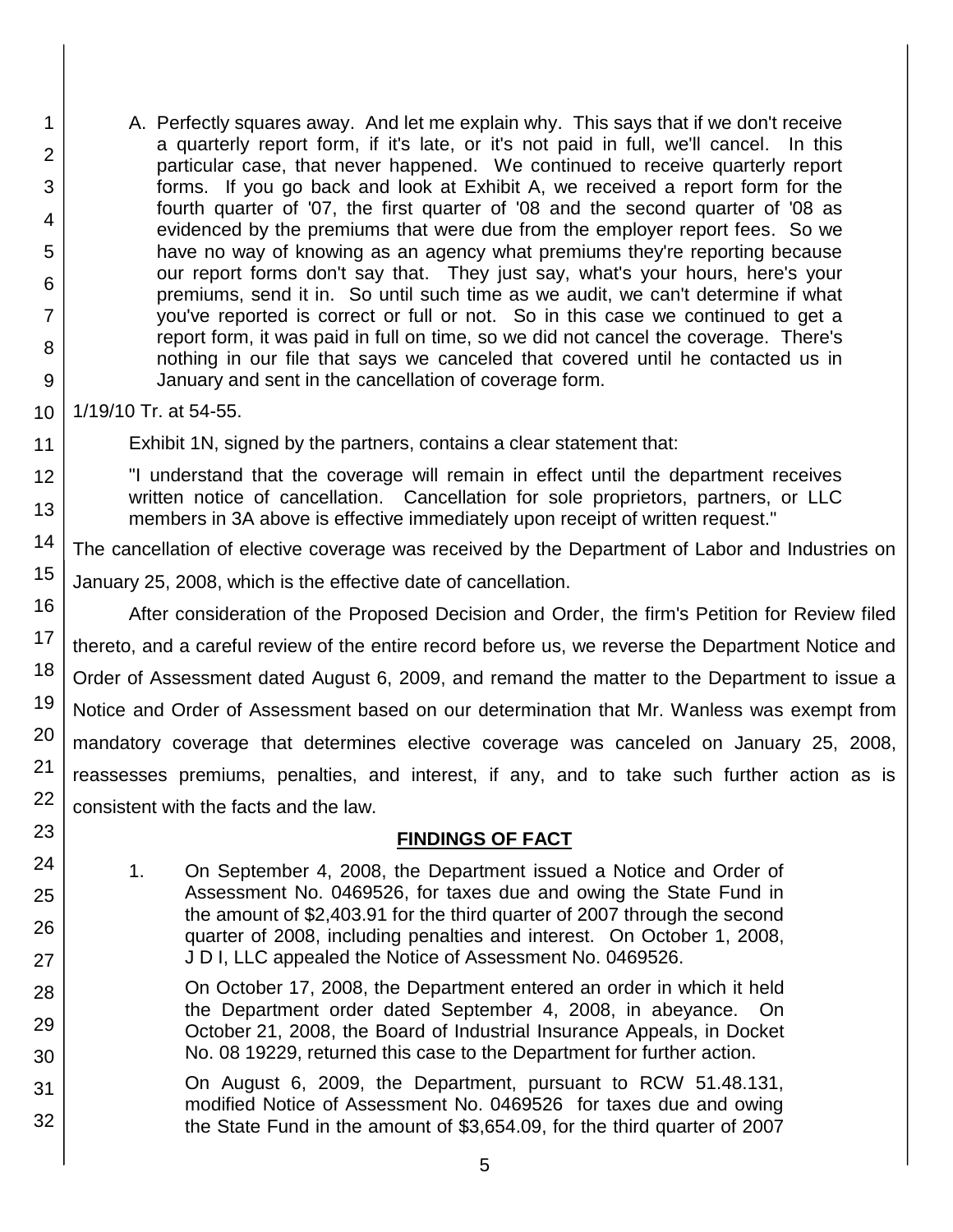A. Perfectly squares away. And let me explain why. This says that if we don't receive a quarterly report form, if it's late, or it's not paid in full, we'll cancel. In this particular case, that never happened. We continued to receive quarterly report forms. If you go back and look at Exhibit A, we received a report form for the fourth quarter of '07, the first quarter of '08 and the second quarter of '08 as evidenced by the premiums that were due from the employer report fees. So we have no way of knowing as an agency what premiums they're reporting because our report forms don't say that. They just say, what's your hours, here's your premiums, send it in. So until such time as we audit, we can't determine if what you've reported is correct or full or not. So in this case we continued to get a report form, it was paid in full on time, so we did not cancel the coverage. There's nothing in our file that says we canceled that covered until he contacted us in January and sent in the cancellation of coverage form.

1/19/10 Tr. at 54-55.

Exhibit 1N, signed by the partners, contains a clear statement that:

"I understand that the coverage will remain in effect until the department receives written notice of cancellation. Cancellation for sole proprietors, partners, or LLC members in 3A above is effective immediately upon receipt of written request."

The cancellation of elective coverage was received by the Department of Labor and Industries on January 25, 2008, which is the effective date of cancellation.

After consideration of the Proposed Decision and Order, the firm's Petition for Review filed thereto, and a careful review of the entire record before us, we reverse the Department Notice and Order of Assessment dated August 6, 2009, and remand the matter to the Department to issue a Notice and Order of Assessment based on our determination that Mr. Wanless was exempt from mandatory coverage that determines elective coverage was canceled on January 25, 2008, reassesses premiums, penalties, and interest, if any, and to take such further action as is consistent with the facts and the law.

## FINDINGS OF FACT

1. On September 4, 2008, the Department issued a Notice and Order of Assessment No. 0469526, for taxes due and owing the State Fund in the amount of $2,403.91 for the third quarter of 2007 through the second quarter of 2008, including penalties and interest. On October 1, 2008, J D I, LLC appealed the Notice of Assessment No. 0469526.

   On October 17, 2008, the Department entered an order in which it held the Department order dated September 4, 2008, in abeyance. On October 21, 2008, the Board of Industrial Insurance Appeals, in Docket No. 08 19229, returned this case to the Department for further action.

   On August 6, 2009, the Department, pursuant to RCW 51.48.131, modified Notice of Assessment No. 0469526 for taxes due and owing the State Fund in the amount of $3,654.09, for the third quarter of 2007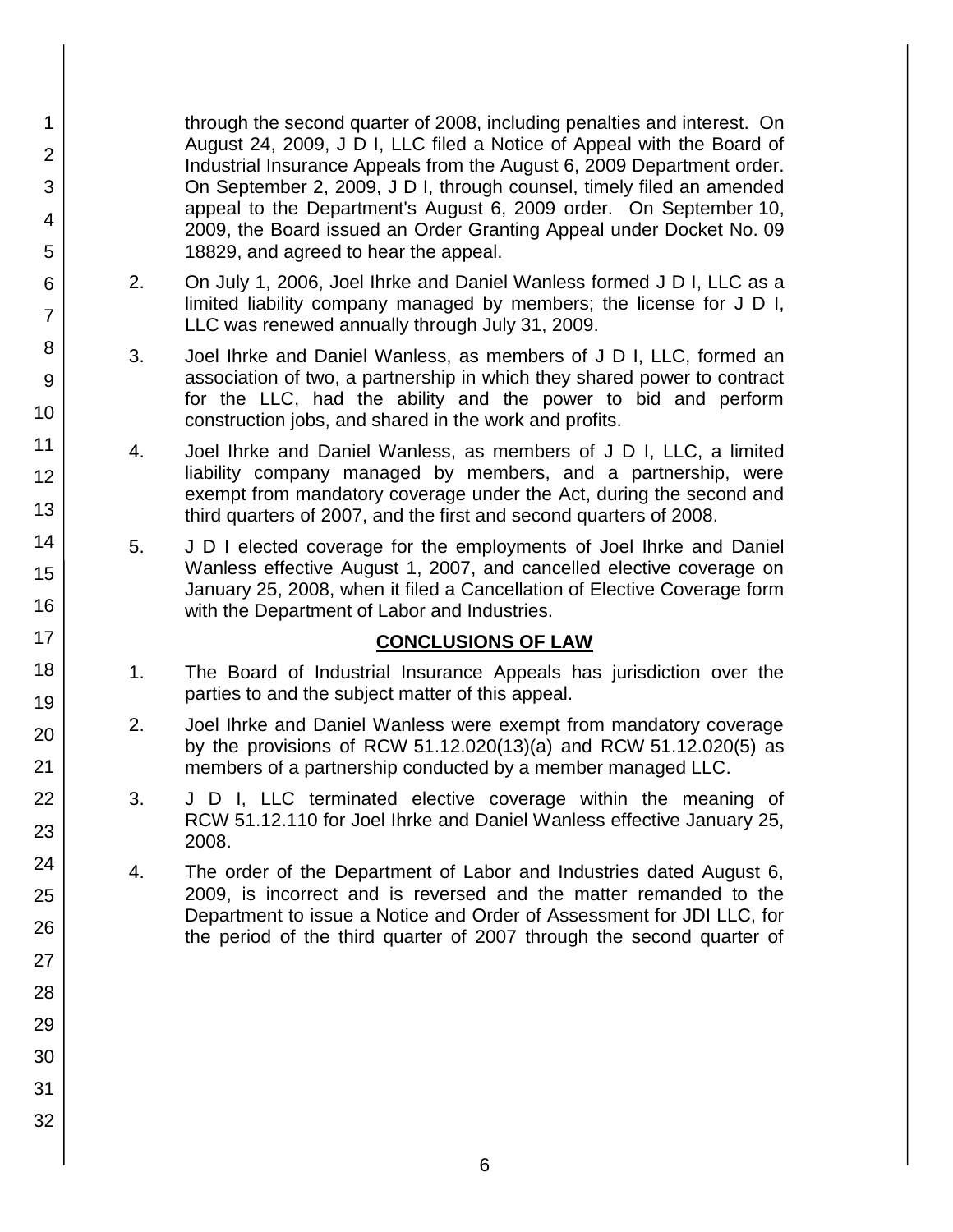through the second quarter of 2008, including penalties and interest. On August 24, 2009, J D I, LLC filed a Notice of Appeal with the Board of Industrial Insurance Appeals from the August 6, 2009 Department order. On September 2, 2009, J D I, through counsel, timely filed an amended appeal to the Department's August 6, 2009 order. On September 10, 2009, the Board issued an Order Granting Appeal under Docket No. 09 18829, and agreed to hear the appeal.

2. On July 1, 2006, Joel Ihrke and Daniel Wanless formed J D I, LLC as a limited liability company managed by members; the license for J D I, LLC was renewed annually through July 31, 2009.

3. Joel Ihrke and Daniel Wanless, as members of J D I, LLC, formed an association of two, a partnership in which they shared power to contract for the LLC, had the ability and the power to bid and perform construction jobs, and shared in the work and profits.

4. Joel Ihrke and Daniel Wanless, as members of J D I, LLC, a limited liability company managed by members, and a partnership, were exempt from mandatory coverage under the Act, during the second and third quarters of 2007, and the first and second quarters of 2008.

5. J D I elected coverage for the employments of Joel Ihrke and Daniel Wanless effective August 1, 2007, and cancelled elective coverage on January 25, 2008, when it filed a Cancellation of Elective Coverage form with the Department of Labor and Industries.

## CONCLUSIONS OF LAW

1. The Board of Industrial Insurance Appeals has jurisdiction over the parties to and the subject matter of this appeal.

2. Joel Ihrke and Daniel Wanless were exempt from mandatory coverage by the provisions of RCW 51.12.020(13)(a) and RCW 51.12.020(5) as members of a partnership conducted by a member managed LLC.

3. J D I, LLC terminated elective coverage within the meaning of RCW 51.12.110 for Joel Ihrke and Daniel Wanless effective January 25, 2008.

4. The order of the Department of Labor and Industries dated August 6, 2009, is incorrect and is reversed and the matter remanded to the Department to issue a Notice and Order of Assessment for JDI LLC, for the period of the third quarter of 2007 through the second quarter of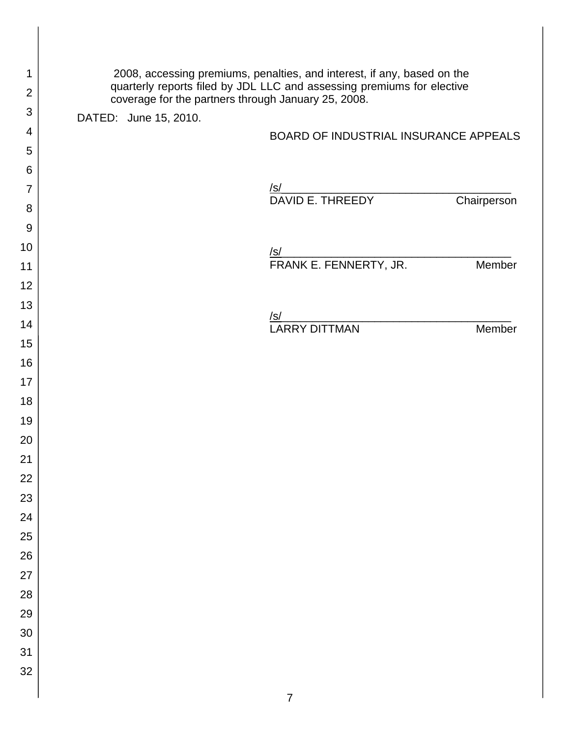2008, accessing premiums, penalties, and interest, if any, based on the quarterly reports filed by JDL LLC and assessing premiums for elective coverage for the partners through January 25, 2008.

DATED: June 15, 2010.

BOARD OF INDUSTRIAL INSURANCE APPEALS

/s/
DAVID E. THREEDY Chairperson

/s/
FRANK E. FENNERTY, JR. Member

/s/
LARRY DITTMAN Member